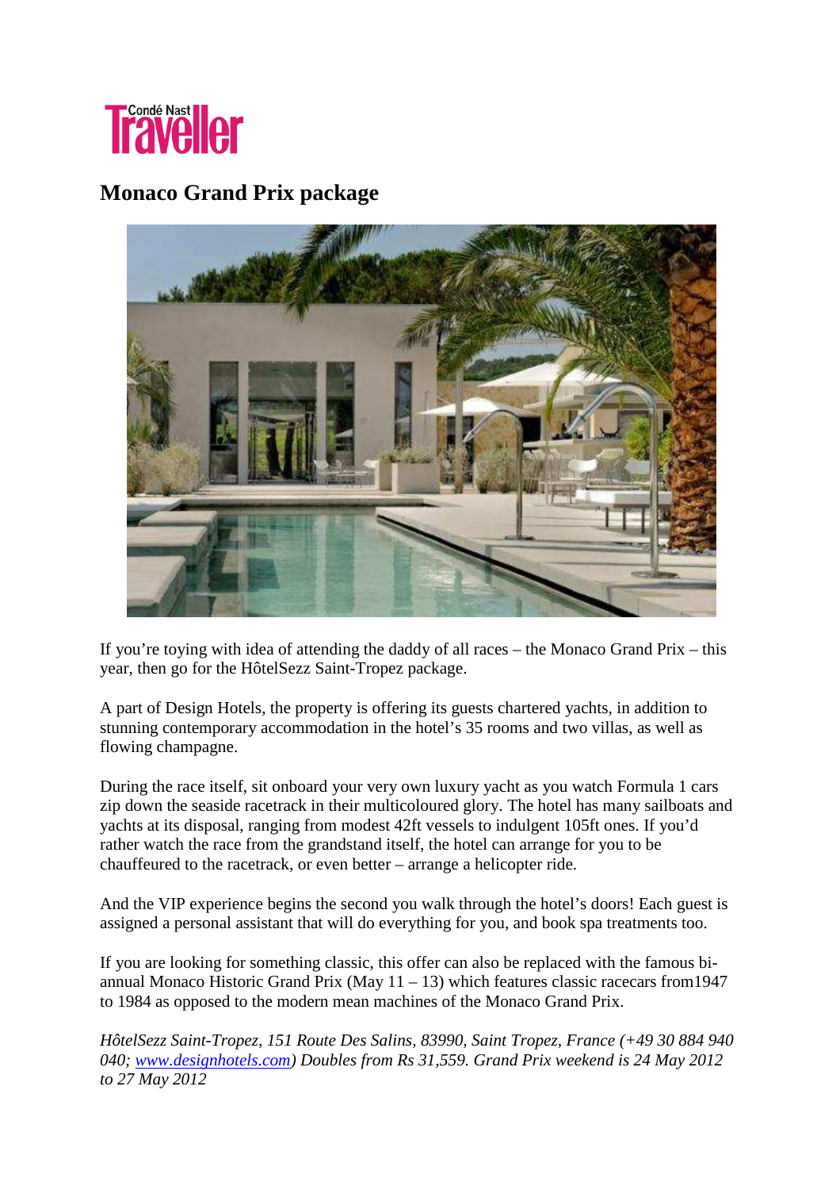Condé Nast Traveller

# Monaco Grand Prix package

If you're toying with idea of attending the daddy of all races – the Monaco Grand Prix – this year, then go for the HôtelSezz Saint-Tropez package.

A part of Design Hotels, the property is offering its guests chartered yachts, in addition to stunning contemporary accommodation in the hotel's 35 rooms and two villas, as well as flowing champagne.

During the race itself, sit onboard your very own luxury yacht as you watch Formula 1 cars zip down the seaside racetrack in their multicoloured glory. The hotel has many sailboats and yachts at its disposal, ranging from modest 42ft vessels to indulgent 105ft ones. If you'd rather watch the race from the grandstand itself, the hotel can arrange for you to be chauffeured to the racetrack, or even better – arrange a helicopter ride.

And the VIP experience begins the second you walk through the hotel's doors! Each guest is assigned a personal assistant that will do everything for you, and book spa treatments too.

If you are looking for something classic, this offer can also be replaced with the famous bi-annual Monaco Historic Grand Prix (May 11 – 13) which features classic racecars from1947 to 1984 as opposed to the modern mean machines of the Monaco Grand Prix.

*HôtelSezz Saint-Tropez, 151 Route Des Salins, 83990, Saint Tropez, France (+49 30 884 940 040; [www.designhotels.com](http://www.designhotels.com)) Doubles from Rs 31,559. Grand Prix weekend is 24 May 2012 to 27 May 2012*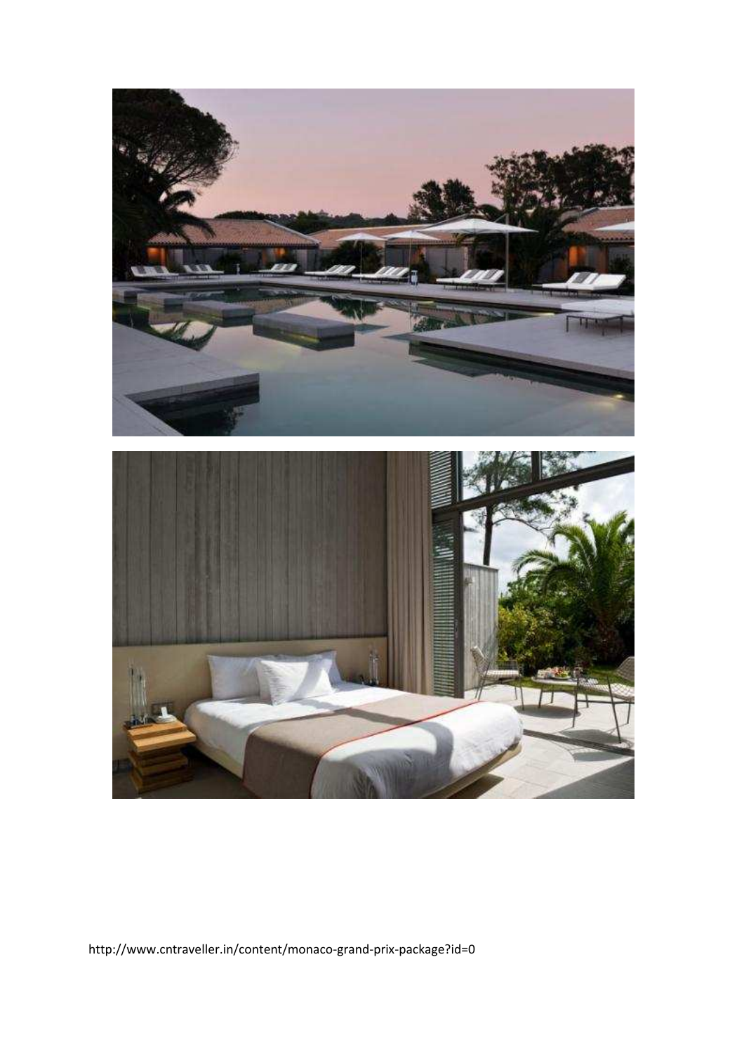http://www.cntraveller.in/content/monaco-grand-prix-package?id=0